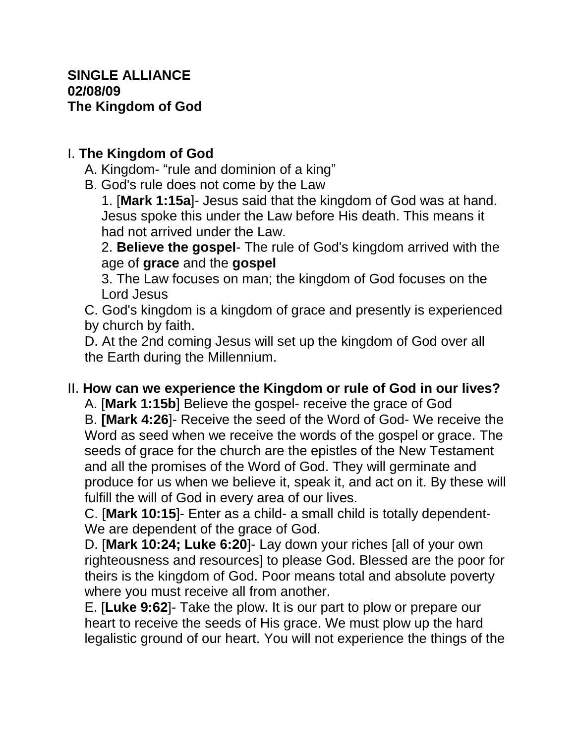**SINGLE ALLIANCE**
**02/08/09**
**The Kingdom of God**

I. **The Kingdom of God**

A. Kingdom- “rule and dominion of a king”

B. God's rule does not come by the Law

1. [**Mark 1:15a**]- Jesus said that the kingdom of God was at hand. Jesus spoke this under the Law before His death. This means it had not arrived under the Law.

2. **Believe the gospel**- The rule of God's kingdom arrived with the age of **grace** and the **gospel**

3. The Law focuses on man; the kingdom of God focuses on the Lord Jesus

C. God's kingdom is a kingdom of grace and presently is experienced by church by faith.

D. At the 2nd coming Jesus will set up the kingdom of God over all the Earth during the Millennium.

II. **How can we experience the Kingdom or rule of God in our lives?**

A. [**Mark 1:15b**] Believe the gospel- receive the grace of God

B. **[Mark 4:26**]- Receive the seed of the Word of God- We receive the Word as seed when we receive the words of the gospel or grace. The seeds of grace for the church are the epistles of the New Testament and all the promises of the Word of God. They will germinate and produce for us when we believe it, speak it, and act on it. By these will fulfill the will of God in every area of our lives.

C. [**Mark 10:15**]- Enter as a child- a small child is totally dependent- We are dependent of the grace of God.

D. [**Mark 10:24; Luke 6:20**]- Lay down your riches [all of your own righteousness and resources] to please God. Blessed are the poor for theirs is the kingdom of God. Poor means total and absolute poverty where you must receive all from another.

E. [**Luke 9:62**]- Take the plow. It is our part to plow or prepare our heart to receive the seeds of His grace. We must plow up the hard legalistic ground of our heart. You will not experience the things of the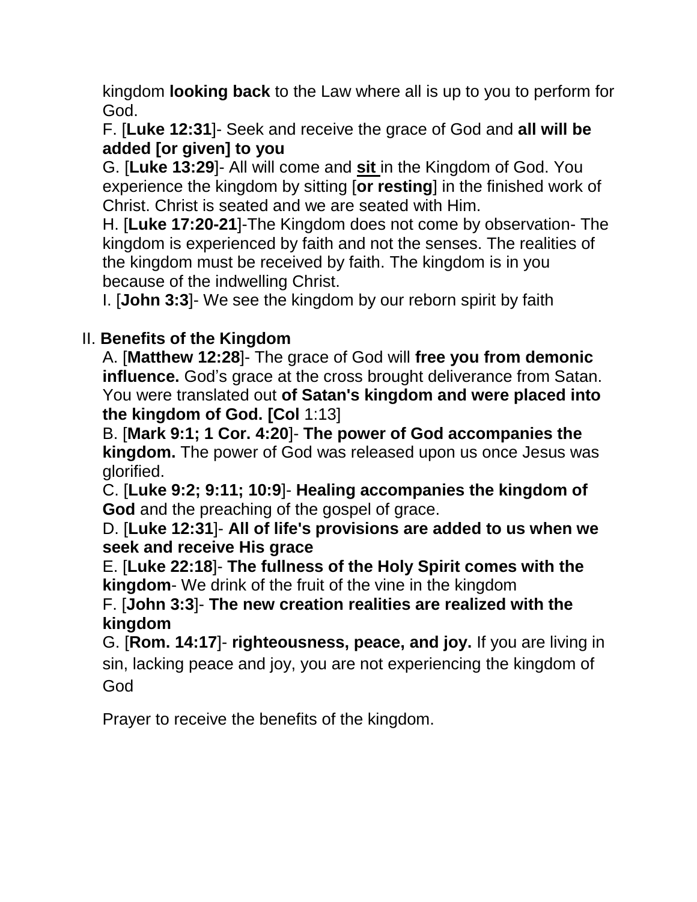kingdom **looking back** to the Law where all is up to you to perform for God.

F. [**Luke 12:31**]- Seek and receive the grace of God and **all will be added [or given] to you**

G. [**Luke 13:29**]- All will come and **<u>sit</u>** in the Kingdom of God. You experience the kingdom by sitting [**or resting**] in the finished work of Christ. Christ is seated and we are seated with Him.

H. [**Luke 17:20-21**]-The Kingdom does not come by observation- The kingdom is experienced by faith and not the senses. The realities of the kingdom must be received by faith. The kingdom is in you because of the indwelling Christ.

I. [**John 3:3**]- We see the kingdom by our reborn spirit by faith

II. **Benefits of the Kingdom**

A. [**Matthew 12:28**]- The grace of God will **free you from demonic influence.** God's grace at the cross brought deliverance from Satan. You were translated out **of Satan's kingdom and were placed into the kingdom of God. [Col** 1:13]

B. [**Mark 9:1; 1 Cor. 4:20**]- **The power of God accompanies the kingdom.** The power of God was released upon us once Jesus was glorified.

C. [**Luke 9:2; 9:11; 10:9**]- **Healing accompanies the kingdom of God** and the preaching of the gospel of grace.

D. [**Luke 12:31**]- **All of life's provisions are added to us when we seek and receive His grace**

E. [**Luke 22:18**]- **The fullness of the Holy Spirit comes with the kingdom**- We drink of the fruit of the vine in the kingdom

F. [**John 3:3**]- **The new creation realities are realized with the kingdom**

G. [**Rom. 14:17**]- **righteousness, peace, and joy.** If you are living in sin, lacking peace and joy, you are not experiencing the kingdom of God

Prayer to receive the benefits of the kingdom.